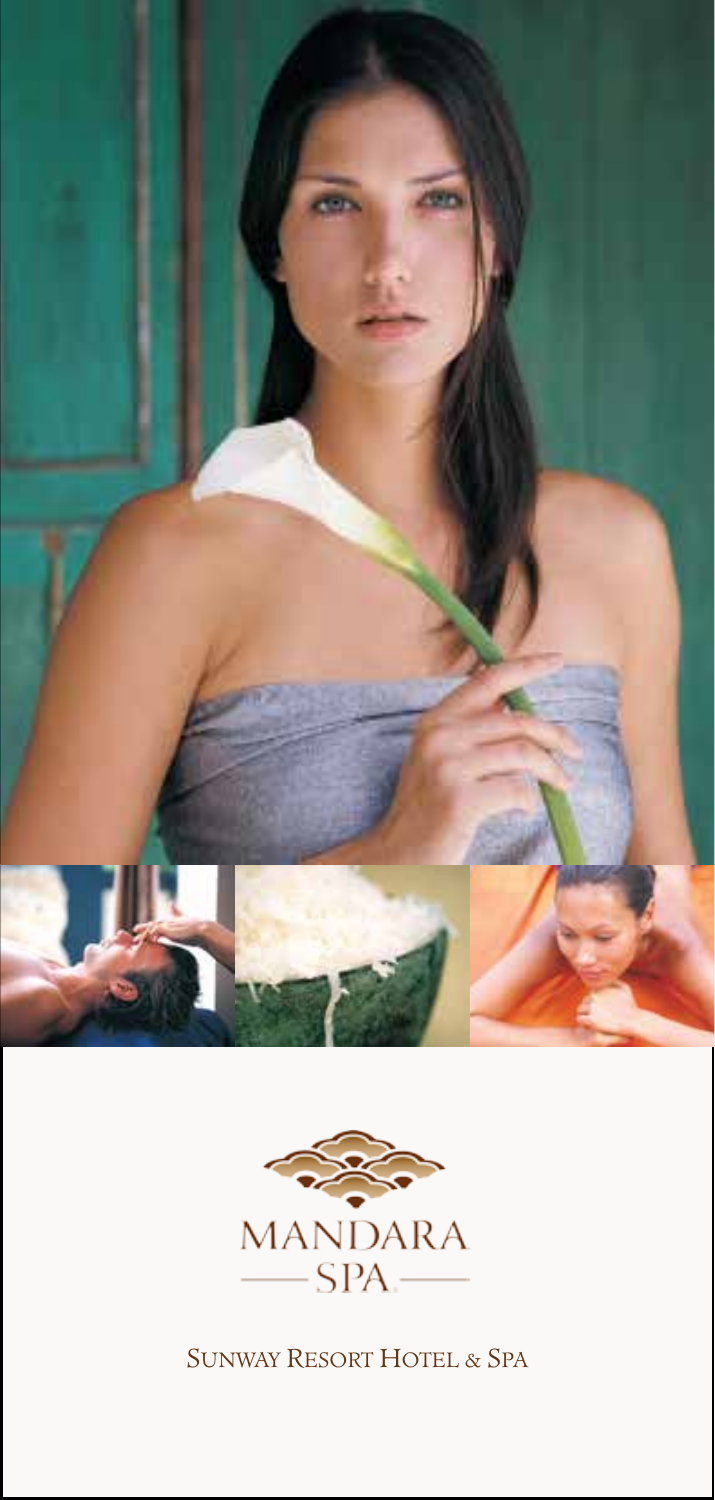MANDARA

SPA

SUNWAY RESORT HOTEL & SPA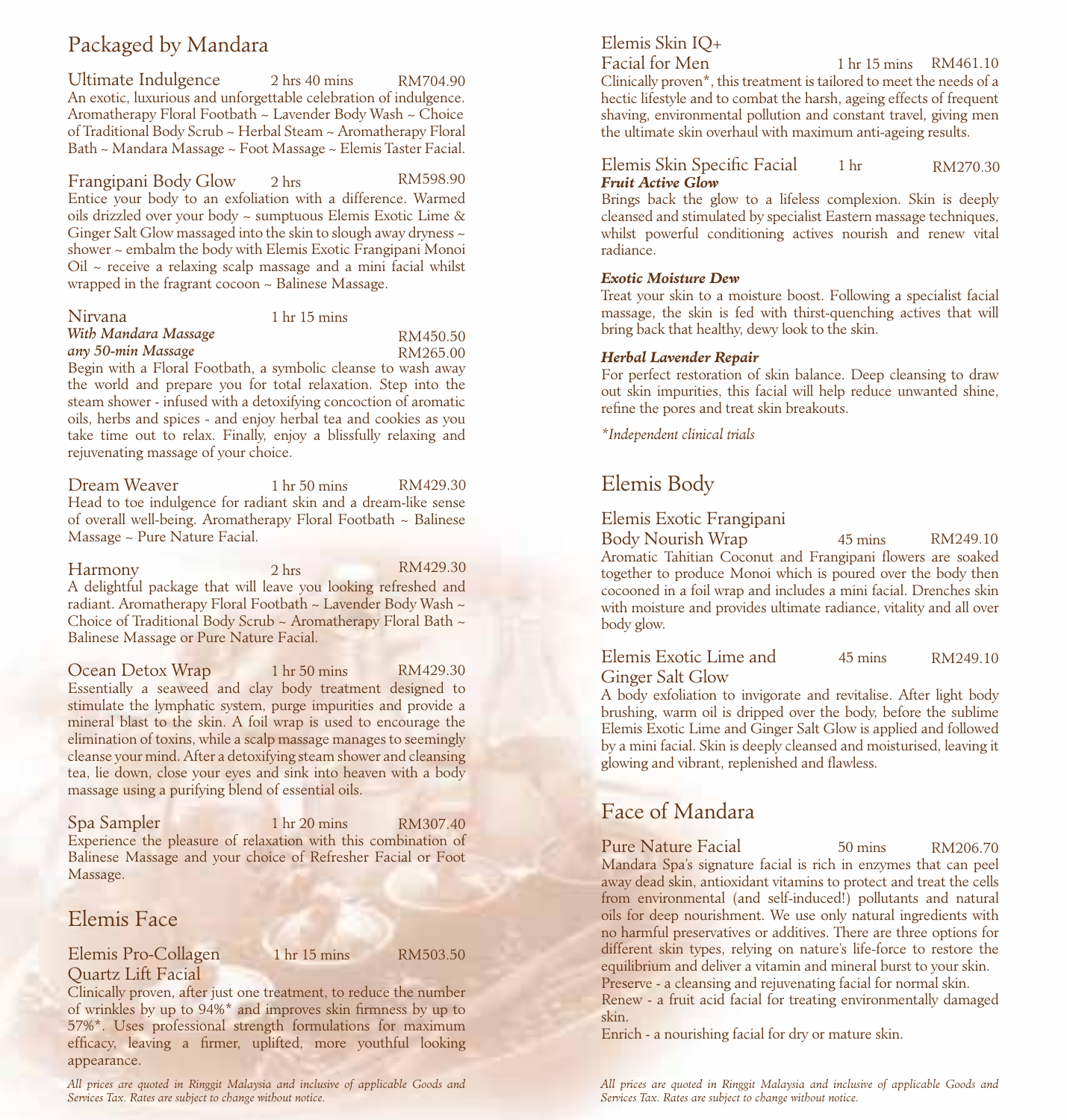## Packaged by Mandara

### Ultimate Indulgence — 2 hrs 40 mins — RM704.90

An exotic, luxurious and unforgettable celebration of indulgence. Aromatherapy Floral Footbath ~ Lavender Body Wash ~ Choice of Traditional Body Scrub ~ Herbal Steam ~ Aromatherapy Floral Bath ~ Mandara Massage ~ Foot Massage ~ Elemis Taster Facial.

### Frangipani Body Glow — 2 hrs — RM598.90

Entice your body to an exfoliation with a difference. Warmed oils drizzled over your body ~ sumptuous Elemis Exotic Lime & Ginger Salt Glow massaged into the skin to slough away dryness ~ shower ~ embalm the body with Elemis Exotic Frangipani Monoi Oil ~ receive a relaxing scalp massage and a mini facial whilst wrapped in the fragrant cocoon ~ Balinese Massage.

### Nirvana — 1 hr 15 mins

***With Mandara Massage*** — RM450.50
***any 50-min Massage*** — RM265.00

Begin with a Floral Footbath, a symbolic cleanse to wash away the world and prepare you for total relaxation. Step into the steam shower - infused with a detoxifying concoction of aromatic oils, herbs and spices - and enjoy herbal tea and cookies as you take time out to relax. Finally, enjoy a blissfully relaxing and rejuvenating massage of your choice.

### Dream Weaver — 1 hr 50 mins — RM429.30

Head to toe indulgence for radiant skin and a dream-like sense of overall well-being. Aromatherapy Floral Footbath ~ Balinese Massage ~ Pure Nature Facial.

### Harmony — 2 hrs — RM429.30

A delightful package that will leave you looking refreshed and radiant. Aromatherapy Floral Footbath ~ Lavender Body Wash ~ Choice of Traditional Body Scrub ~ Aromatherapy Floral Bath ~ Balinese Massage or Pure Nature Facial.

### Ocean Detox Wrap — 1 hr 50 mins — RM429.30

Essentially a seaweed and clay body treatment designed to stimulate the lymphatic system, purge impurities and provide a mineral blast to the skin. A foil wrap is used to encourage the elimination of toxins, while a scalp massage manages to seemingly cleanse your mind. After a detoxifying steam shower and cleansing tea, lie down, close your eyes and sink into heaven with a body massage using a purifying blend of essential oils.

### Spa Sampler — 1 hr 20 mins — RM307.40

Experience the pleasure of relaxation with this combination of Balinese Massage and your choice of Refresher Facial or Foot Massage.

## Elemis Face

### Elemis Pro-Collagen Quartz Lift Facial — 1 hr 15 mins — RM503.50

Clinically proven, after just one treatment, to reduce the number of wrinkles by up to 94%* and improves skin firmness by up to 57%*. Uses professional strength formulations for maximum efficacy, leaving a firmer, uplifted, more youthful looking appearance.

*All prices are quoted in Ringgit Malaysia and inclusive of applicable Goods and Services Tax. Rates are subject to change without notice.*

### Elemis Skin IQ+ Facial for Men — 1 hr 15 mins — RM461.10

Clinically proven*, this treatment is tailored to meet the needs of a hectic lifestyle and to combat the harsh, ageing effects of frequent shaving, environmental pollution and constant travel, giving men the ultimate skin overhaul with maximum anti-ageing results.

### Elemis Skin Specific Facial — 1 hr — RM270.30

***Fruit Active Glow***

Brings back the glow to a lifeless complexion. Skin is deeply cleansed and stimulated by specialist Eastern massage techniques, whilst powerful conditioning actives nourish and renew vital radiance.

***Exotic Moisture Dew***

Treat your skin to a moisture boost. Following a specialist facial massage, the skin is fed with thirst-quenching actives that will bring back that healthy, dewy look to the skin.

***Herbal Lavender Repair***

For perfect restoration of skin balance. Deep cleansing to draw out skin impurities, this facial will help reduce unwanted shine, refine the pores and treat skin breakouts.

*\*Independent clinical trials*

## Elemis Body

### Elemis Exotic Frangipani Body Nourish Wrap — 45 mins — RM249.10

Aromatic Tahitian Coconut and Frangipani flowers are soaked together to produce Monoi which is poured over the body then cocooned in a foil wrap and includes a mini facial. Drenches skin with moisture and provides ultimate radiance, vitality and all over body glow.

### Elemis Exotic Lime and Ginger Salt Glow — 45 mins — RM249.10

A body exfoliation to invigorate and revitalise. After light body brushing, warm oil is dripped over the body, before the sublime Elemis Exotic Lime and Ginger Salt Glow is applied and followed by a mini facial. Skin is deeply cleansed and moisturised, leaving it glowing and vibrant, replenished and flawless.

## Face of Mandara

### Pure Nature Facial — 50 mins — RM206.70

Mandara Spa's signature facial is rich in enzymes that can peel away dead skin, antioxidant vitamins to protect and treat the cells from environmental (and self-induced!) pollutants and natural oils for deep nourishment. We use only natural ingredients with no harmful preservatives or additives. There are three options for different skin types, relying on nature's life-force to restore the equilibrium and deliver a vitamin and mineral burst to your skin.

Preserve - a cleansing and rejuvenating facial for normal skin.
Renew - a fruit acid facial for treating environmentally damaged skin.
Enrich - a nourishing facial for dry or mature skin.

*All prices are quoted in Ringgit Malaysia and inclusive of applicable Goods and Services Tax. Rates are subject to change without notice.*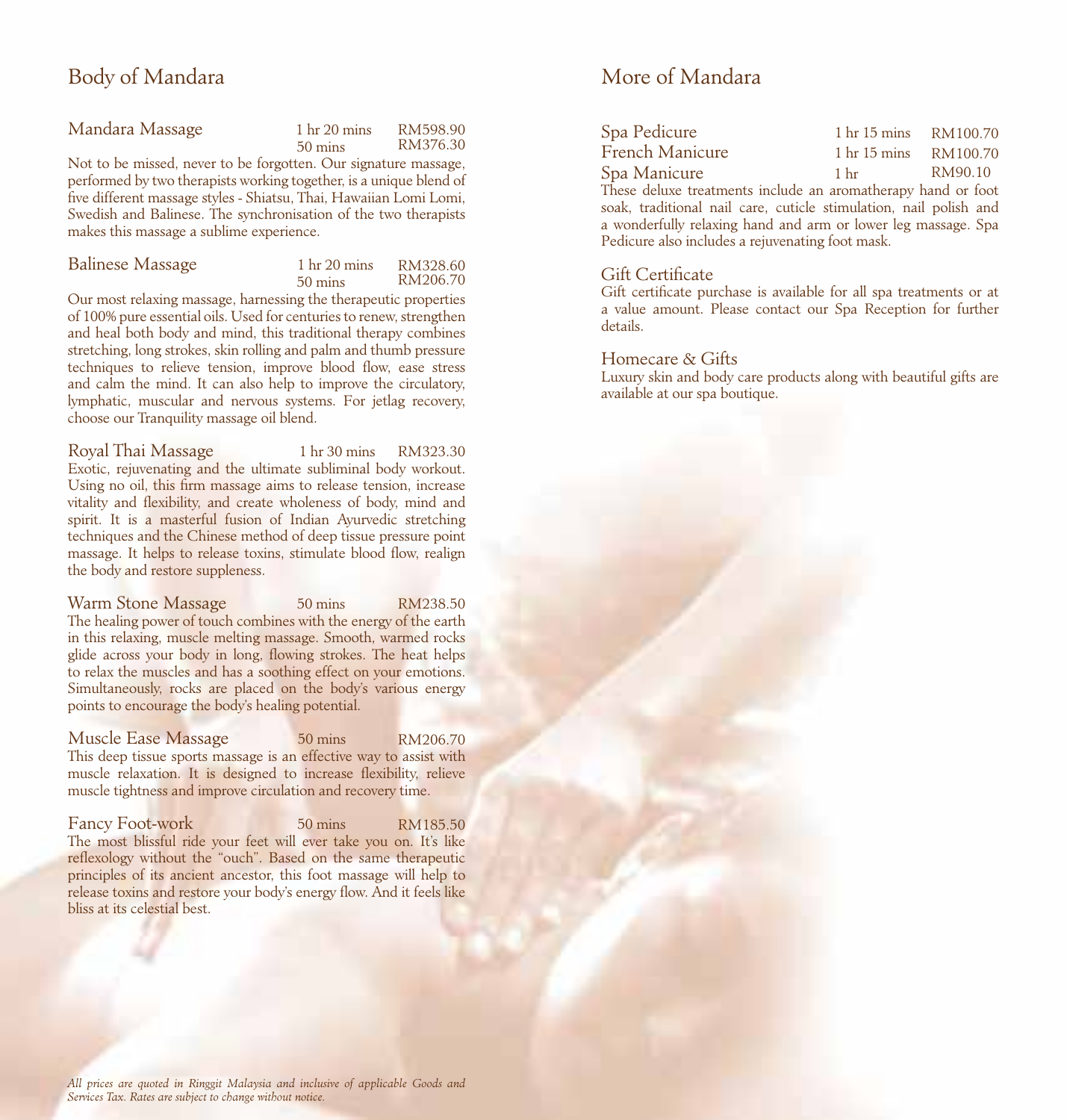## Body of Mandara

### Mandara Massage

1 hr 20 mins — RM598.90
50 mins — RM376.30

Not to be missed, never to be forgotten. Our signature massage, performed by two therapists working together, is a unique blend of five different massage styles - Shiatsu, Thai, Hawaiian Lomi Lomi, Swedish and Balinese. The synchronisation of the two therapists makes this massage a sublime experience.

### Balinese Massage

1 hr 20 mins — RM328.60
50 mins — RM206.70

Our most relaxing massage, harnessing the therapeutic properties of 100% pure essential oils. Used for centuries to renew, strengthen and heal both body and mind, this traditional therapy combines stretching, long strokes, skin rolling and palm and thumb pressure techniques to relieve tension, improve blood flow, ease stress and calm the mind. It can also help to improve the circulatory, lymphatic, muscular and nervous systems. For jetlag recovery, choose our Tranquility massage oil blend.

### Royal Thai Massage

1 hr 30 mins — RM323.30

Exotic, rejuvenating and the ultimate subliminal body workout. Using no oil, this firm massage aims to release tension, increase vitality and flexibility, and create wholeness of body, mind and spirit. It is a masterful fusion of Indian Ayurvedic stretching techniques and the Chinese method of deep tissue pressure point massage. It helps to release toxins, stimulate blood flow, realign the body and restore suppleness.

### Warm Stone Massage

50 mins — RM238.50

The healing power of touch combines with the energy of the earth in this relaxing, muscle melting massage. Smooth, warmed rocks glide across your body in long, flowing strokes. The heat helps to relax the muscles and has a soothing effect on your emotions. Simultaneously, rocks are placed on the body's various energy points to encourage the body's healing potential.

### Muscle Ease Massage

50 mins — RM206.70

This deep tissue sports massage is an effective way to assist with muscle relaxation. It is designed to increase flexibility, relieve muscle tightness and improve circulation and recovery time.

### Fancy Foot-work

50 mins — RM185.50

The most blissful ride your feet will ever take you on. It's like reflexology without the "ouch". Based on the same therapeutic principles of its ancient ancestor, this foot massage will help to release toxins and restore your body's energy flow. And it feels like bliss at its celestial best.

*All prices are quoted in Ringgit Malaysia and inclusive of applicable Goods and Services Tax. Rates are subject to change without notice.*

## More of Mandara

| Treatment | Duration | Price |
|---|---|---|
| Spa Pedicure | 1 hr 15 mins | RM100.70 |
| French Manicure | 1 hr 15 mins | RM100.70 |
| Spa Manicure | 1 hr | RM90.10 |

These deluxe treatments include an aromatherapy hand or foot soak, traditional nail care, cuticle stimulation, nail polish and a wonderfully relaxing hand and arm or lower leg massage. Spa Pedicure also includes a rejuvenating foot mask.

### Gift Certificate

Gift certificate purchase is available for all spa treatments or at a value amount. Please contact our Spa Reception for further details.

### Homecare & Gifts

Luxury skin and body care products along with beautiful gifts are available at our spa boutique.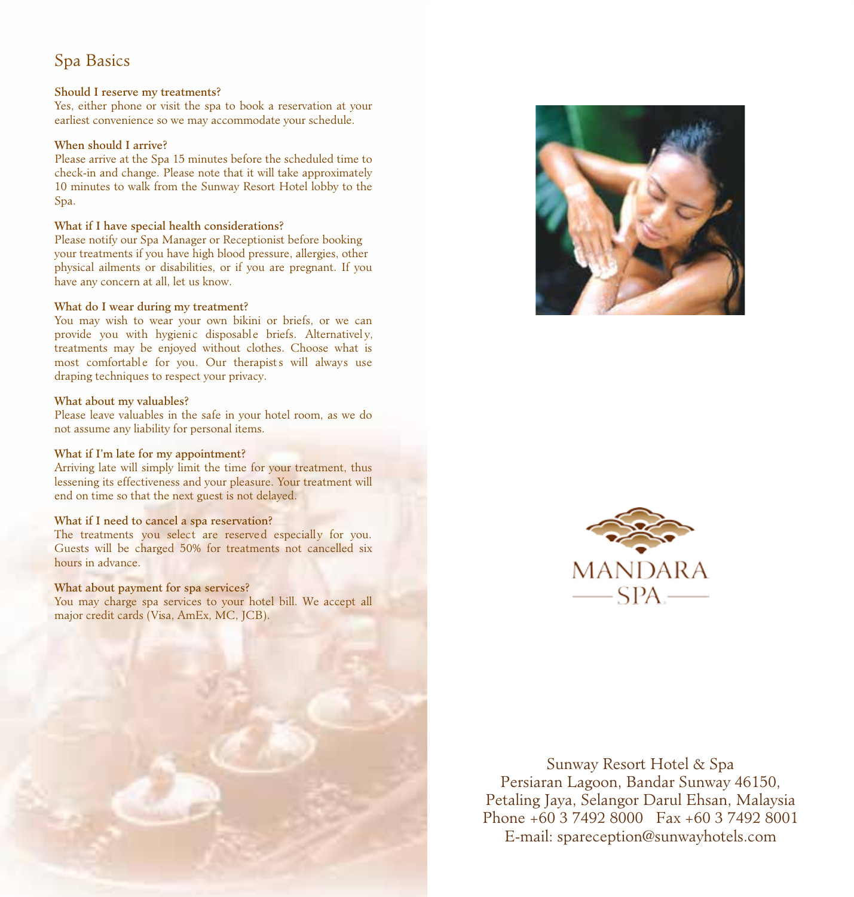# Spa Basics

**Should I reserve my treatments?**
Yes, either phone or visit the spa to book a reservation at your earliest convenience so we may accommodate your schedule.

**When should I arrive?**
Please arrive at the Spa 15 minutes before the scheduled time to check-in and change. Please note that it will take approximately 10 minutes to walk from the Sunway Resort Hotel lobby to the Spa.

**What if I have special health considerations?**
Please notify our Spa Manager or Receptionist before booking your treatments if you have high blood pressure, allergies, other physical ailments or disabilities, or if you are pregnant. If you have any concern at all, let us know.

**What do I wear during my treatment?**
You may wish to wear your own bikini or briefs, or we can provide you with hygienic disposable briefs. Alternatively, treatments may be enjoyed without clothes. Choose what is most comfortable for you. Our therapists will always use draping techniques to respect your privacy.

**What about my valuables?**
Please leave valuables in the safe in your hotel room, as we do not assume any liability for personal items.

**What if I'm late for my appointment?**
Arriving late will simply limit the time for your treatment, thus lessening its effectiveness and your pleasure. Your treatment will end on time so that the next guest is not delayed.

**What if I need to cancel a spa reservation?**
The treatments you select are reserved especially for you. Guests will be charged 50% for treatments not cancelled six hours in advance.

**What about payment for spa services?**
You may charge spa services to your hotel bill. We accept all major credit cards (Visa, AmEx, MC, JCB).

MANDARA
SPA

Sunway Resort Hotel & Spa
Persiaran Lagoon, Bandar Sunway 46150,
Petaling Jaya, Selangor Darul Ehsan, Malaysia
Phone +60 3 7492 8000 Fax +60 3 7492 8001
E-mail: spareception@sunwayhotels.com